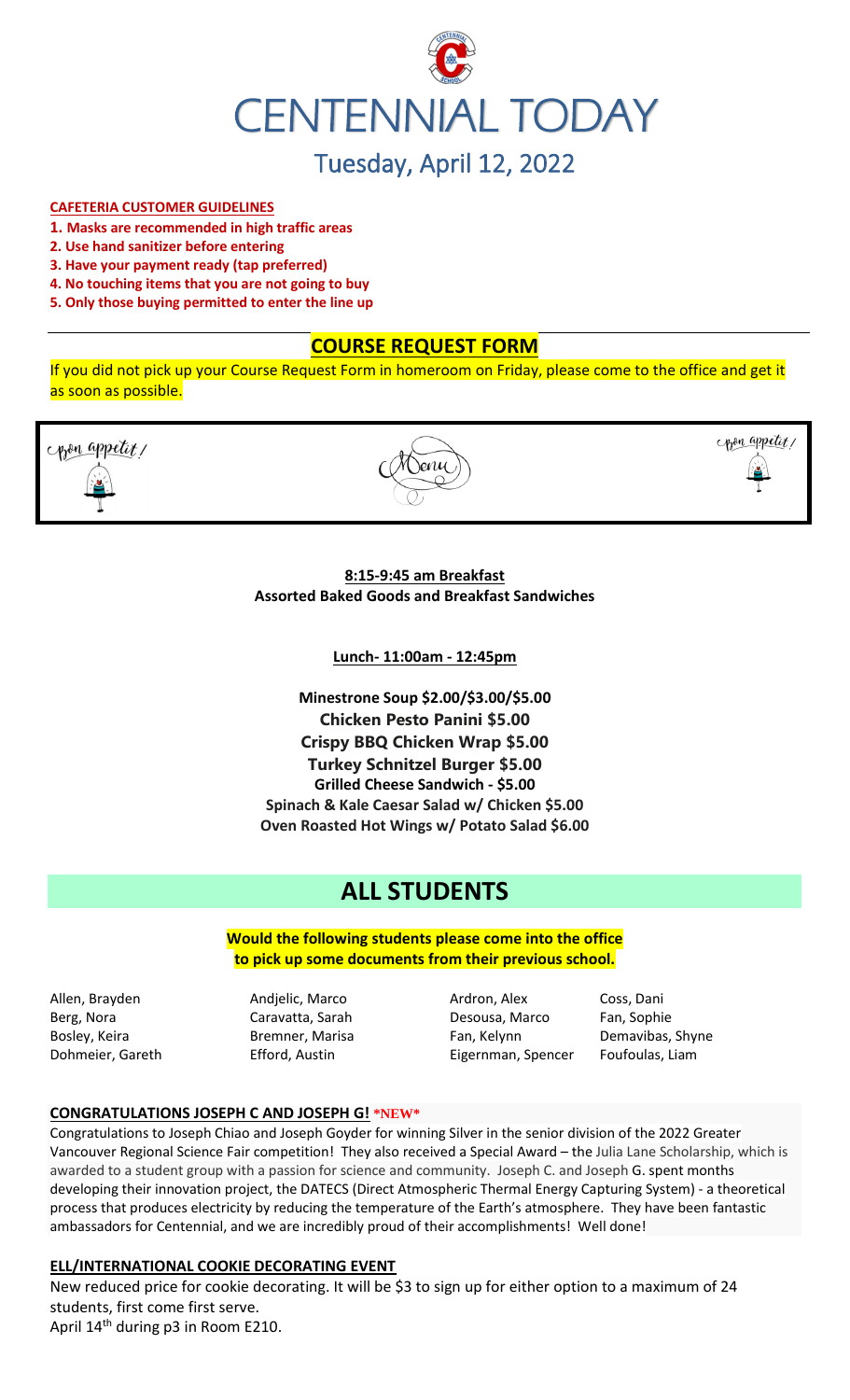# CENTENNIAL TODAY

## Tuesday, April 12, 2022

**CAFETERIA CUSTOMER GUIDELINES**

1. **Masks are recommended in high traffic areas**
2. **Use hand sanitizer before entering**
3. **Have your payment ready (tap preferred)**
4. **No touching items that you are not going to buy**
5. **Only those buying permitted to enter the line up**

## COURSE REQUEST FORM

If you did not pick up your Course Request Form in homeroom on Friday, please come to the office and get it as soon as possible.

Bon appetit! Menu Bon appetit!

**8:15-9:45 am Breakfast**
**Assorted Baked Goods and Breakfast Sandwiches**

**Lunch- 11:00am - 12:45pm**

**Minestrone Soup $2.00/$3.00/$5.00**
**Chicken Pesto Panini $5.00**
**Crispy BBQ Chicken Wrap $5.00**
**Turkey Schnitzel Burger $5.00**
**Grilled Cheese Sandwich - $5.00**
**Spinach & Kale Caesar Salad w/ Chicken $5.00**
**Oven Roasted Hot Wings w/ Potato Salad $6.00**

# ALL STUDENTS

**Would the following students please come into the office to pick up some documents from their previous school.**

| | | | |
|---|---|---|---|
| Allen, Brayden | Andjelic, Marco | Ardron, Alex | Coss, Dani |
| Berg, Nora | Caravatta, Sarah | Desousa, Marco | Fan, Sophie |
| Bosley, Keira | Bremner, Marisa | Fan, Kelynn | Demavibas, Shyne |
| Dohmeier, Gareth | Efford, Austin | Eigernman, Spencer | Foufoulas, Liam |

**CONGRATULATIONS JOSEPH C AND JOSEPH G! \*NEW\***

Congratulations to Joseph Chiao and Joseph Goyder for winning Silver in the senior division of the 2022 Greater Vancouver Regional Science Fair competition! They also received a Special Award – the Julia Lane Scholarship, which is awarded to a student group with a passion for science and community. Joseph C. and Joseph G. spent months developing their innovation project, the DATECS (Direct Atmospheric Thermal Energy Capturing System) - a theoretical process that produces electricity by reducing the temperature of the Earth's atmosphere. They have been fantastic ambassadors for Centennial, and we are incredibly proud of their accomplishments! Well done!

**ELL/INTERNATIONAL COOKIE DECORATING EVENT**

New reduced price for cookie decorating. It will be $3 to sign up for either option to a maximum of 24 students, first come first serve.
April 14th during p3 in Room E210.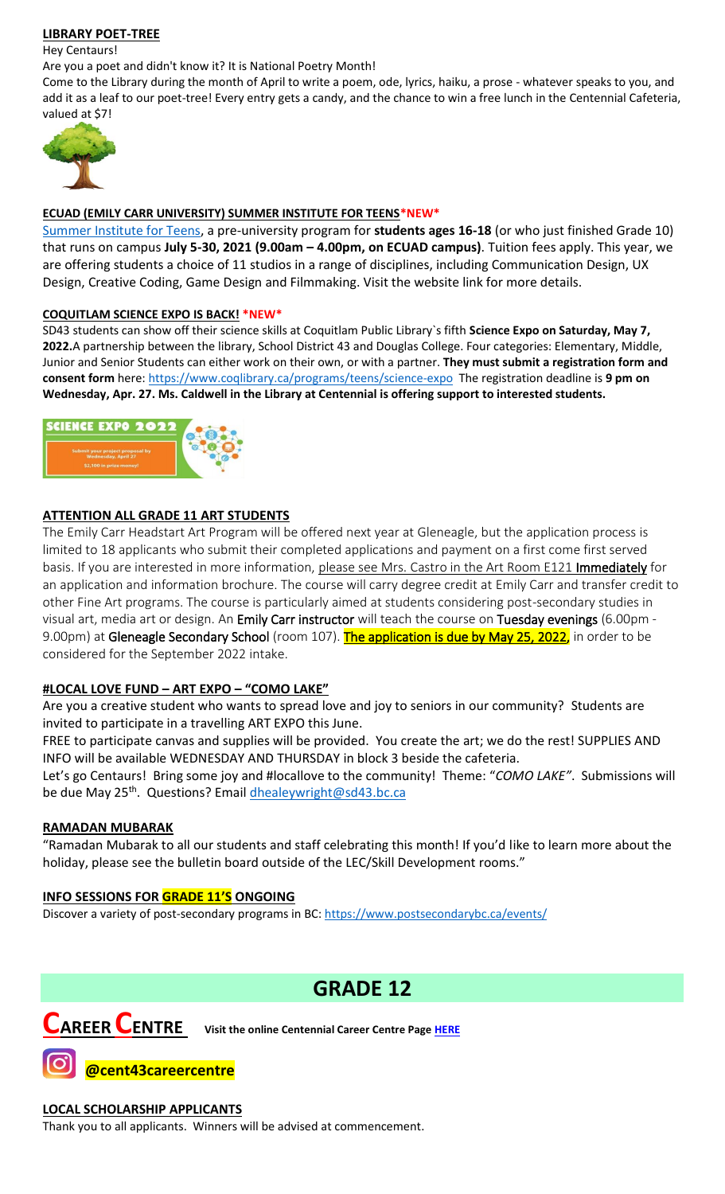#### **LIBRARY POET-TREE**

Hey Centaurs!

Are you a poet and didn't know it? It is National Poetry Month!

Come to the Library during the month of April to write a poem, ode, lyrics, haiku, a prose - whatever speaks to you, and add it as a leaf to our poet-tree! Every entry gets a candy, and the chance to win a free lunch in the Centennial Cafeteria, valued at $7!

#### **ECUAD (EMILY CARR UNIVERSITY) SUMMER INSTITUTE FOR TEENS*NEW***

Summer Institute for Teens, a pre-university program for **students ages 16-18** (or who just finished Grade 10) that runs on campus **July 5-30, 2021 (9.00am – 4.00pm, on ECUAD campus)**. Tuition fees apply. This year, we are offering students a choice of 11 studios in a range of disciplines, including Communication Design, UX Design, Creative Coding, Game Design and Filmmaking. Visit the website link for more details.

#### **COQUITLAM SCIENCE EXPO IS BACK! *NEW***

SD43 students can show off their science skills at Coquitlam Public Library`s fifth **Science Expo on Saturday, May 7, 2022.** A partnership between the library, School District 43 and Douglas College. Four categories: Elementary, Middle, Junior and Senior Students can either work on their own, or with a partner. **They must submit a registration form and consent form** here: https://www.coqlibrary.ca/programs/teens/science-expo The registration deadline is **9 pm on Wednesday, Apr. 27. Ms. Caldwell in the Library at Centennial is offering support to interested students.**

SCIENCE EXPO 2022

Submit your project proposal by Wednesday, April 27

$1,100 in prize money!

#### **ATTENTION ALL GRADE 11 ART STUDENTS**

The Emily Carr Headstart Art Program will be offered next year at Gleneagle, but the application process is limited to 18 applicants who submit their completed applications and payment on a first come first served basis. If you are interested in more information, please see Mrs. Castro in the Art Room E121 **Immediately** for an application and information brochure. The course will carry degree credit at Emily Carr and transfer credit to other Fine Art programs. The course is particularly aimed at students considering post-secondary studies in visual art, media art or design. An **Emily Carr instructor** will teach the course on **Tuesday evenings** (6.00pm - 9.00pm) at **Gleneagle Secondary School** (room 107). **The application is due by May 25, 2022,** in order to be considered for the September 2022 intake.

#### **#LOCAL LOVE FUND – ART EXPO – "COMO LAKE"**

Are you a creative student who wants to spread love and joy to seniors in our community? Students are invited to participate in a travelling ART EXPO this June.

FREE to participate canvas and supplies will be provided. You create the art; we do the rest! SUPPLIES AND INFO will be available WEDNESDAY AND THURSDAY in block 3 beside the cafeteria.

Let's go Centaurs! Bring some joy and #locallove to the community! Theme: "*COMO LAKE"*. Submissions will be due May 25th. Questions? Email dhealeywright@sd43.bc.ca

#### **RAMADAN MUBARAK**

"Ramadan Mubarak to all our students and staff celebrating this month! If you'd like to learn more about the holiday, please see the bulletin board outside of the LEC/Skill Development rooms."

#### **INFO SESSIONS FOR GRADE 11'S ONGOING**

Discover a variety of post-secondary programs in BC: https://www.postsecondarybc.ca/events/

# GRADE 12

## CAREER CENTRE

**Visit the online Centennial Career Centre Page HERE**

**@cent43careercentre**

#### **LOCAL SCHOLARSHIP APPLICANTS**

Thank you to all applicants. Winners will be advised at commencement.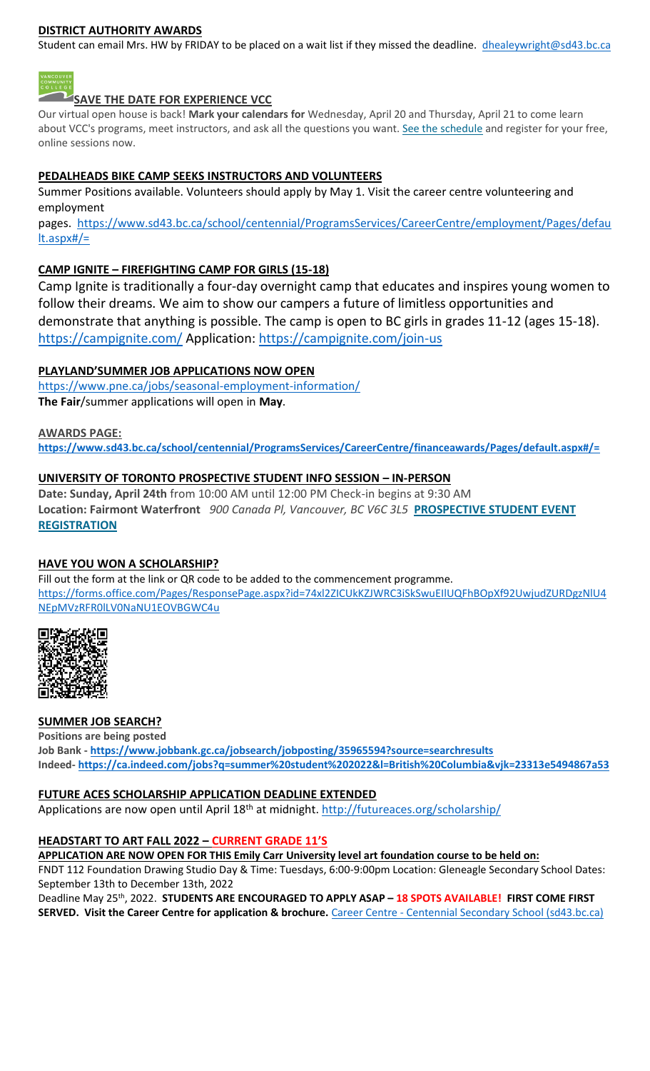**DISTRICT AUTHORITY AWARDS**

Student can email Mrs. HW by FRIDAY to be placed on a wait list if they missed the deadline. dhealeywright@sd43.bc.ca

**SAVE THE DATE FOR EXPERIENCE VCC**

Our virtual open house is back! **Mark your calendars for** Wednesday, April 20 and Thursday, April 21 to come learn about VCC's programs, meet instructors, and ask all the questions you want. See the schedule and register for your free, online sessions now.

**PEDALHEADS BIKE CAMP SEEKS INSTRUCTORS AND VOLUNTEERS**

Summer Positions available. Volunteers should apply by May 1. Visit the career centre volunteering and employment pages. https://www.sd43.bc.ca/school/centennial/ProgramsServices/CareerCentre/employment/Pages/default.aspx#/=

**CAMP IGNITE – FIREFIGHTING CAMP FOR GIRLS (15-18)**

Camp Ignite is traditionally a four-day overnight camp that educates and inspires young women to follow their dreams. We aim to show our campers a future of limitless opportunities and demonstrate that anything is possible. The camp is open to BC girls in grades 11-12 (ages 15-18). https://campignite.com/ Application: https://campignite.com/join-us

**PLAYLAND'SUMMER JOB APPLICATIONS NOW OPEN**

https://www.pne.ca/jobs/seasonal-employment-information/

**The Fair**/summer applications will open in **May**.

**AWARDS PAGE:**

**https://www.sd43.bc.ca/school/centennial/ProgramsServices/CareerCentre/financeawards/Pages/default.aspx#/=**

**UNIVERSITY OF TORONTO PROSPECTIVE STUDENT INFO SESSION – IN-PERSON**

**Date: Sunday, April 24th** from 10:00 AM until 12:00 PM Check-in begins at 9:30 AM

**Location: Fairmont Waterfront** *900 Canada Pl, Vancouver, BC V6C 3L5* **PROSPECTIVE STUDENT EVENT REGISTRATION**

**HAVE YOU WON A SCHOLARSHIP?**

Fill out the form at the link or QR code to be added to the commencement programme. https://forms.office.com/Pages/ResponsePage.aspx?id=74xl2ZICUkKZJWRC3iSkSwuEIlUQFhBOpXf92UwjudZURDgzNlU4NEpMVzRFR0lLV0NaNU1EOVBGWC4u

**SUMMER JOB SEARCH?**

**Positions are being posted**

**Job Bank - https://www.jobbank.gc.ca/jobsearch/jobposting/35965594?source=searchresults**

**Indeed- https://ca.indeed.com/jobs?q=summer%20student%202022&l=British%20Columbia&vjk=23313e5494867a53**

**FUTURE ACES SCHOLARSHIP APPLICATION DEADLINE EXTENDED**

Applications are now open until April 18th at midnight. http://futureaces.org/scholarship/

**HEADSTART TO ART FALL 2022 – CURRENT GRADE 11'S**

**APPLICATION ARE NOW OPEN FOR THIS Emily Carr University level art foundation course to be held on:**

FNDT 112 Foundation Drawing Studio Day & Time: Tuesdays, 6:00-9:00pm Location: Gleneagle Secondary School Dates: September 13th to December 13th, 2022

Deadline May 25th, 2022. **STUDENTS ARE ENCOURAGED TO APPLY ASAP – 18 SPOTS AVAILABLE! FIRST COME FIRST SERVED. Visit the Career Centre for application & brochure.** Career Centre - Centennial Secondary School (sd43.bc.ca)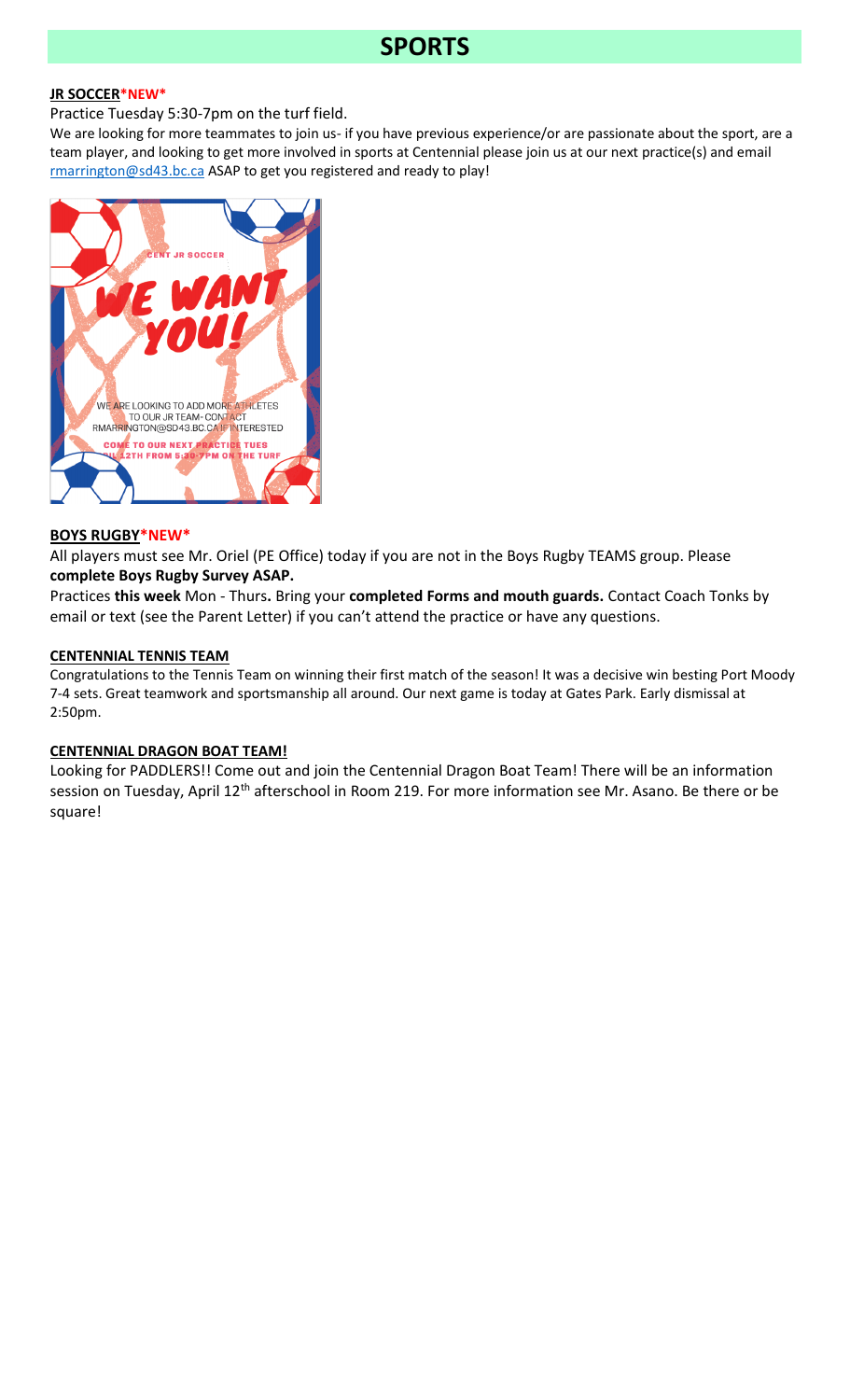# SPORTS

**JR SOCCER*NEW***

Practice Tuesday 5:30-7pm on the turf field.

We are looking for more teammates to join us- if you have previous experience/or are passionate about the sport, are a team player, and looking to get more involved in sports at Centennial please join us at our next practice(s) and email rmarrington@sd43.bc.ca ASAP to get you registered and ready to play!

CENT JR SOCCER

WE WANT YOU!

WE ARE LOOKING TO ADD MORE ATHLETES TO OUR JR TEAM- CONTACT RMARRINGTON@SD43.BC.CA IF INTERESTED

COME TO OUR NEXT PRACTICE TUES APRIL 12TH FROM 5:30-7PM ON THE TURF

**BOYS RUGBY*NEW***

All players must see Mr. Oriel (PE Office) today if you are not in the Boys Rugby TEAMS group. Please **complete Boys Rugby Survey ASAP.**

Practices **this week** Mon - Thurs**.** Bring your **completed Forms and mouth guards.** Contact Coach Tonks by email or text (see the Parent Letter) if you can't attend the practice or have any questions.

**CENTENNIAL TENNIS TEAM**

Congratulations to the Tennis Team on winning their first match of the season! It was a decisive win besting Port Moody 7-4 sets. Great teamwork and sportsmanship all around. Our next game is today at Gates Park. Early dismissal at 2:50pm.

**CENTENNIAL DRAGON BOAT TEAM!**

Looking for PADDLERS!! Come out and join the Centennial Dragon Boat Team! There will be an information session on Tuesday, April 12th afterschool in Room 219. For more information see Mr. Asano. Be there or be square!